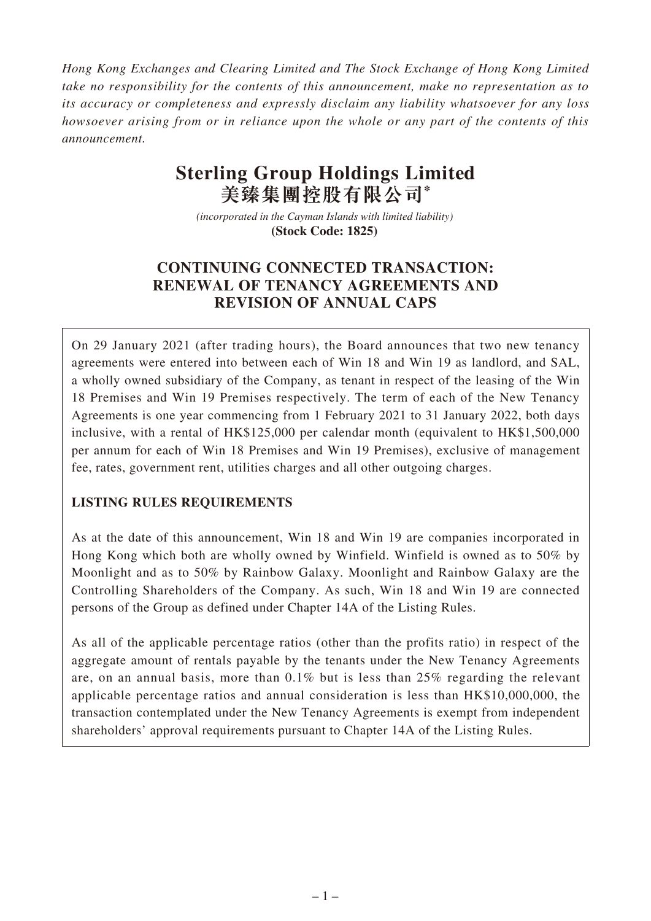*Hong Kong Exchanges and Clearing Limited and The Stock Exchange of Hong Kong Limited take no responsibility for the contents of this announcement, make no representation as to its accuracy or completeness and expressly disclaim any liability whatsoever for any loss howsoever arising from or in reliance upon the whole or any part of the contents of this announcement.*

# Sterling Group Holdings Limited
# 美臻集團控股有限公司*

*(incorporated in the Cayman Islands with limited liability)*
**(Stock Code: 1825)**

## CONTINUING CONNECTED TRANSACTION: RENEWAL OF TENANCY AGREEMENTS AND REVISION OF ANNUAL CAPS

On 29 January 2021 (after trading hours), the Board announces that two new tenancy agreements were entered into between each of Win 18 and Win 19 as landlord, and SAL, a wholly owned subsidiary of the Company, as tenant in respect of the leasing of the Win 18 Premises and Win 19 Premises respectively. The term of each of the New Tenancy Agreements is one year commencing from 1 February 2021 to 31 January 2022, both days inclusive, with a rental of HK$125,000 per calendar month (equivalent to HK$1,500,000 per annum for each of Win 18 Premises and Win 19 Premises), exclusive of management fee, rates, government rent, utilities charges and all other outgoing charges.

**LISTING RULES REQUIREMENTS**

As at the date of this announcement, Win 18 and Win 19 are companies incorporated in Hong Kong which both are wholly owned by Winfield. Winfield is owned as to 50% by Moonlight and as to 50% by Rainbow Galaxy. Moonlight and Rainbow Galaxy are the Controlling Shareholders of the Company. As such, Win 18 and Win 19 are connected persons of the Group as defined under Chapter 14A of the Listing Rules.

As all of the applicable percentage ratios (other than the profits ratio) in respect of the aggregate amount of rentals payable by the tenants under the New Tenancy Agreements are, on an annual basis, more than 0.1% but is less than 25% regarding the relevant applicable percentage ratios and annual consideration is less than HK$10,000,000, the transaction contemplated under the New Tenancy Agreements is exempt from independent shareholders' approval requirements pursuant to Chapter 14A of the Listing Rules.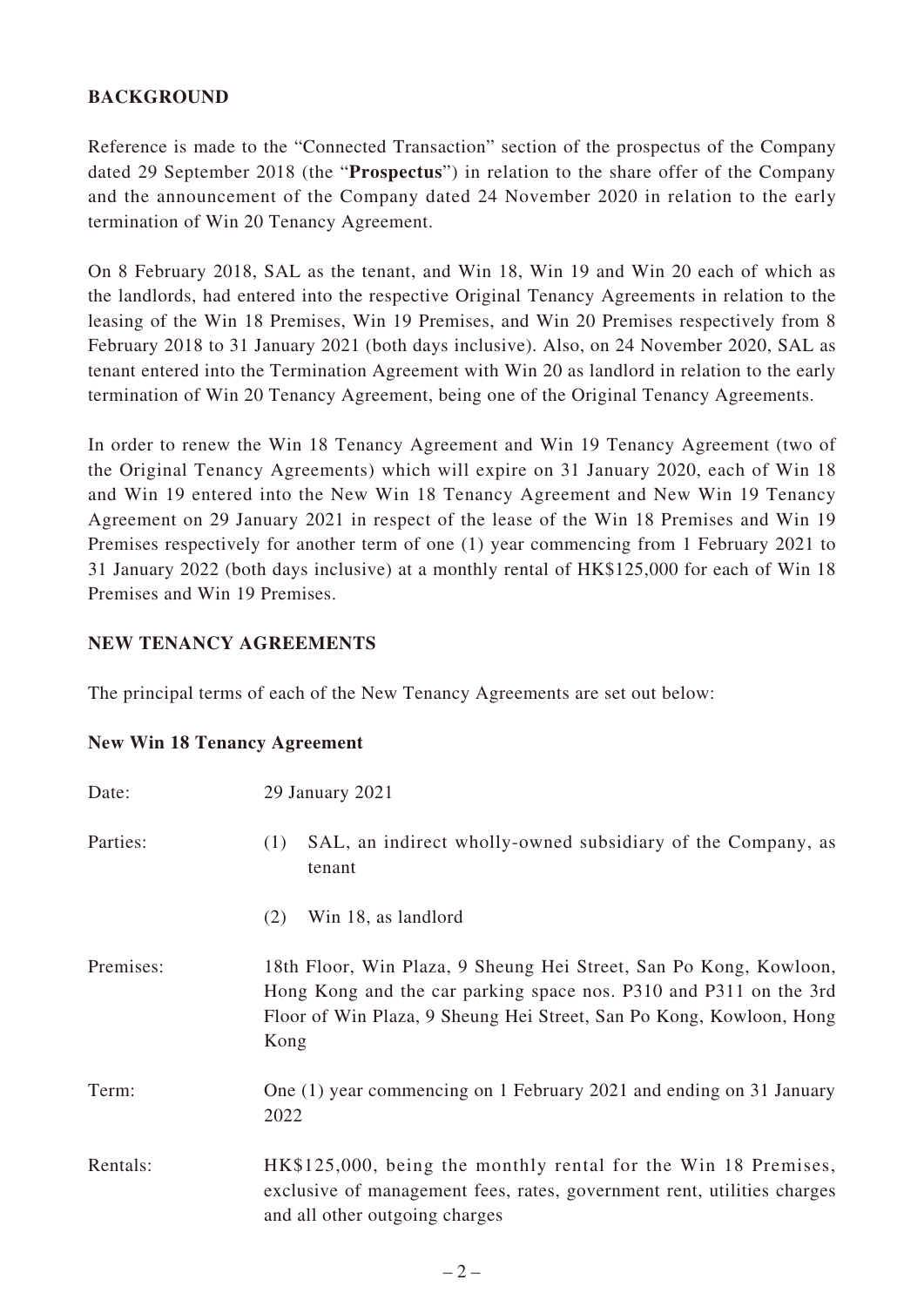## BACKGROUND

Reference is made to the "Connected Transaction" section of the prospectus of the Company dated 29 September 2018 (the "**Prospectus**") in relation to the share offer of the Company and the announcement of the Company dated 24 November 2020 in relation to the early termination of Win 20 Tenancy Agreement.

On 8 February 2018, SAL as the tenant, and Win 18, Win 19 and Win 20 each of which as the landlords, had entered into the respective Original Tenancy Agreements in relation to the leasing of the Win 18 Premises, Win 19 Premises, and Win 20 Premises respectively from 8 February 2018 to 31 January 2021 (both days inclusive). Also, on 24 November 2020, SAL as tenant entered into the Termination Agreement with Win 20 as landlord in relation to the early termination of Win 20 Tenancy Agreement, being one of the Original Tenancy Agreements.

In order to renew the Win 18 Tenancy Agreement and Win 19 Tenancy Agreement (two of the Original Tenancy Agreements) which will expire on 31 January 2020, each of Win 18 and Win 19 entered into the New Win 18 Tenancy Agreement and New Win 19 Tenancy Agreement on 29 January 2021 in respect of the lease of the Win 18 Premises and Win 19 Premises respectively for another term of one (1) year commencing from 1 February 2021 to 31 January 2022 (both days inclusive) at a monthly rental of HK$125,000 for each of Win 18 Premises and Win 19 Premises.

## NEW TENANCY AGREEMENTS

The principal terms of each of the New Tenancy Agreements are set out below:

### New Win 18 Tenancy Agreement

Date: 29 January 2021

Parties:
(1) SAL, an indirect wholly-owned subsidiary of the Company, as tenant
(2) Win 18, as landlord

Premises: 18th Floor, Win Plaza, 9 Sheung Hei Street, San Po Kong, Kowloon, Hong Kong and the car parking space nos. P310 and P311 on the 3rd Floor of Win Plaza, 9 Sheung Hei Street, San Po Kong, Kowloon, Hong Kong

Term: One (1) year commencing on 1 February 2021 and ending on 31 January 2022

Rentals: HK$125,000, being the monthly rental for the Win 18 Premises, exclusive of management fees, rates, government rent, utilities charges and all other outgoing charges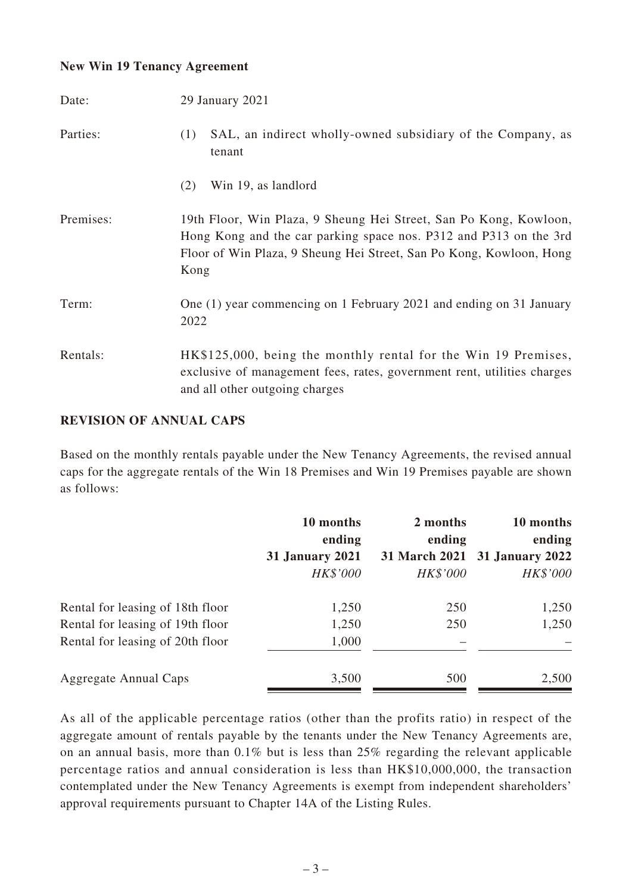**New Win 19 Tenancy Agreement**

| | |
|---|---|
| Date: | 29 January 2021 |
| Parties: | (1) SAL, an indirect wholly-owned subsidiary of the Company, as tenant<br>(2) Win 19, as landlord |
| Premises: | 19th Floor, Win Plaza, 9 Sheung Hei Street, San Po Kong, Kowloon, Hong Kong and the car parking space nos. P312 and P313 on the 3rd Floor of Win Plaza, 9 Sheung Hei Street, San Po Kong, Kowloon, Hong Kong |
| Term: | One (1) year commencing on 1 February 2021 and ending on 31 January 2022 |
| Rentals: | HK$125,000, being the monthly rental for the Win 19 Premises, exclusive of management fees, rates, government rent, utilities charges and all other outgoing charges |

**REVISION OF ANNUAL CAPS**

Based on the monthly rentals payable under the New Tenancy Agreements, the revised annual caps for the aggregate rentals of the Win 18 Premises and Win 19 Premises payable are shown as follows:

| | 10 months ending **31 January 2021** *HK$'000* | 2 months ending **31 March 2021** *HK$'000* | 10 months ending **31 January 2022** *HK$'000* |
|---|---|---|---|
| Rental for leasing of 18th floor | 1,250 | 250 | 1,250 |
| Rental for leasing of 19th floor | 1,250 | 250 | 1,250 |
| Rental for leasing of 20th floor | 1,000 | – | – |
| Aggregate Annual Caps | 3,500 | 500 | 2,500 |

As all of the applicable percentage ratios (other than the profits ratio) in respect of the aggregate amount of rentals payable by the tenants under the New Tenancy Agreements are, on an annual basis, more than 0.1% but is less than 25% regarding the relevant applicable percentage ratios and annual consideration is less than HK$10,000,000, the transaction contemplated under the New Tenancy Agreements is exempt from independent shareholders' approval requirements pursuant to Chapter 14A of the Listing Rules.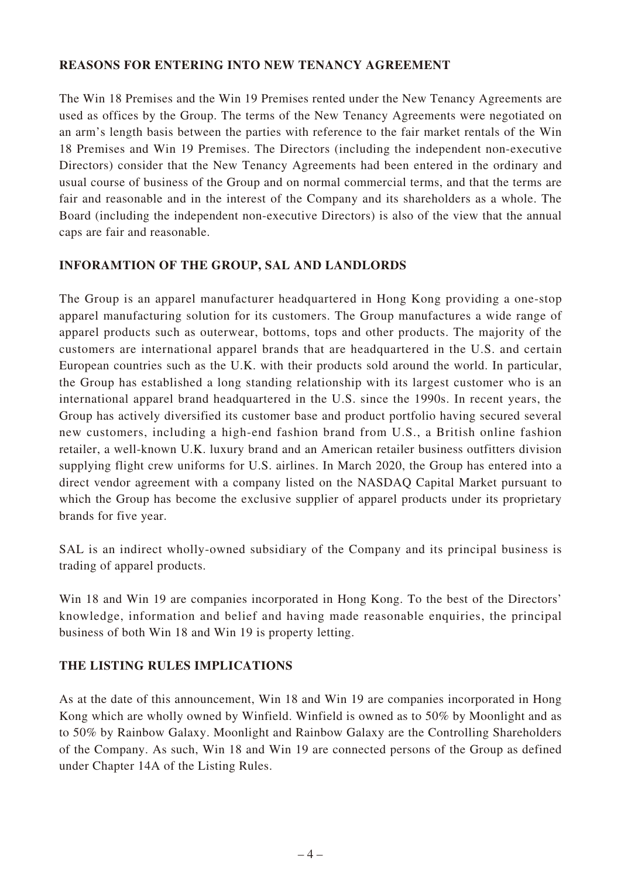## REASONS FOR ENTERING INTO NEW TENANCY AGREEMENT

The Win 18 Premises and the Win 19 Premises rented under the New Tenancy Agreements are used as offices by the Group. The terms of the New Tenancy Agreements were negotiated on an arm's length basis between the parties with reference to the fair market rentals of the Win 18 Premises and Win 19 Premises. The Directors (including the independent non-executive Directors) consider that the New Tenancy Agreements had been entered in the ordinary and usual course of business of the Group and on normal commercial terms, and that the terms are fair and reasonable and in the interest of the Company and its shareholders as a whole. The Board (including the independent non-executive Directors) is also of the view that the annual caps are fair and reasonable.

## INFORAMTION OF THE GROUP, SAL AND LANDLORDS

The Group is an apparel manufacturer headquartered in Hong Kong providing a one-stop apparel manufacturing solution for its customers. The Group manufactures a wide range of apparel products such as outerwear, bottoms, tops and other products. The majority of the customers are international apparel brands that are headquartered in the U.S. and certain European countries such as the U.K. with their products sold around the world. In particular, the Group has established a long standing relationship with its largest customer who is an international apparel brand headquartered in the U.S. since the 1990s. In recent years, the Group has actively diversified its customer base and product portfolio having secured several new customers, including a high-end fashion brand from U.S., a British online fashion retailer, a well-known U.K. luxury brand and an American retailer business outfitters division supplying flight crew uniforms for U.S. airlines. In March 2020, the Group has entered into a direct vendor agreement with a company listed on the NASDAQ Capital Market pursuant to which the Group has become the exclusive supplier of apparel products under its proprietary brands for five year.

SAL is an indirect wholly-owned subsidiary of the Company and its principal business is trading of apparel products.

Win 18 and Win 19 are companies incorporated in Hong Kong. To the best of the Directors' knowledge, information and belief and having made reasonable enquiries, the principal business of both Win 18 and Win 19 is property letting.

## THE LISTING RULES IMPLICATIONS

As at the date of this announcement, Win 18 and Win 19 are companies incorporated in Hong Kong which are wholly owned by Winfield. Winfield is owned as to 50% by Moonlight and as to 50% by Rainbow Galaxy. Moonlight and Rainbow Galaxy are the Controlling Shareholders of the Company. As such, Win 18 and Win 19 are connected persons of the Group as defined under Chapter 14A of the Listing Rules.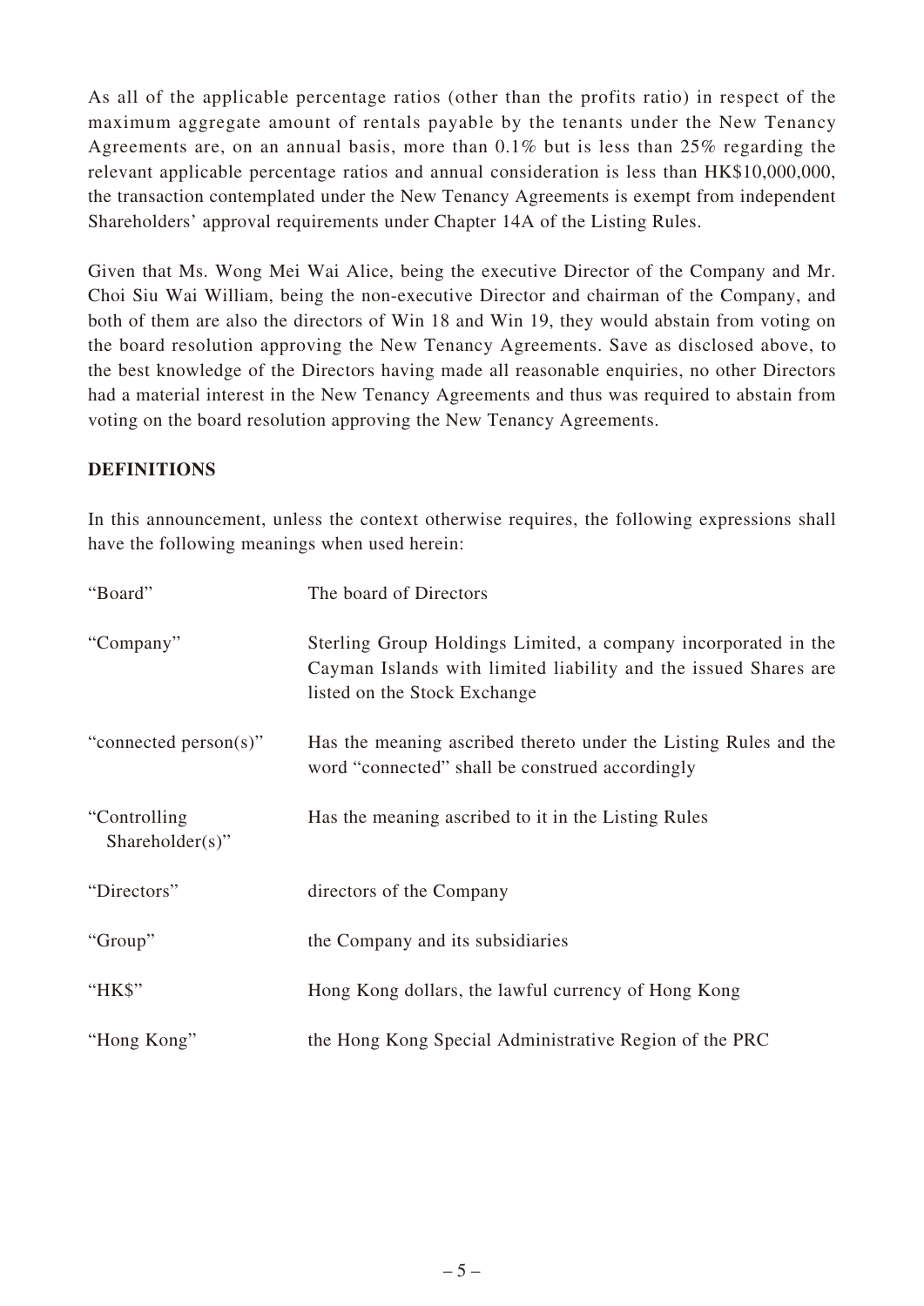As all of the applicable percentage ratios (other than the profits ratio) in respect of the maximum aggregate amount of rentals payable by the tenants under the New Tenancy Agreements are, on an annual basis, more than 0.1% but is less than 25% regarding the relevant applicable percentage ratios and annual consideration is less than HK$10,000,000, the transaction contemplated under the New Tenancy Agreements is exempt from independent Shareholders' approval requirements under Chapter 14A of the Listing Rules.

Given that Ms. Wong Mei Wai Alice, being the executive Director of the Company and Mr. Choi Siu Wai William, being the non-executive Director and chairman of the Company, and both of them are also the directors of Win 18 and Win 19, they would abstain from voting on the board resolution approving the New Tenancy Agreements. Save as disclosed above, to the best knowledge of the Directors having made all reasonable enquiries, no other Directors had a material interest in the New Tenancy Agreements and thus was required to abstain from voting on the board resolution approving the New Tenancy Agreements.

**DEFINITIONS**

In this announcement, unless the context otherwise requires, the following expressions shall have the following meanings when used herein:

| | |
|---|---|
| "Board" | The board of Directors |
| "Company" | Sterling Group Holdings Limited, a company incorporated in the Cayman Islands with limited liability and the issued Shares are listed on the Stock Exchange |
| "connected person(s)" | Has the meaning ascribed thereto under the Listing Rules and the word "connected" shall be construed accordingly |
| "Controlling Shareholder(s)" | Has the meaning ascribed to it in the Listing Rules |
| "Directors" | directors of the Company |
| "Group" | the Company and its subsidiaries |
| "HK$" | Hong Kong dollars, the lawful currency of Hong Kong |
| "Hong Kong" | the Hong Kong Special Administrative Region of the PRC |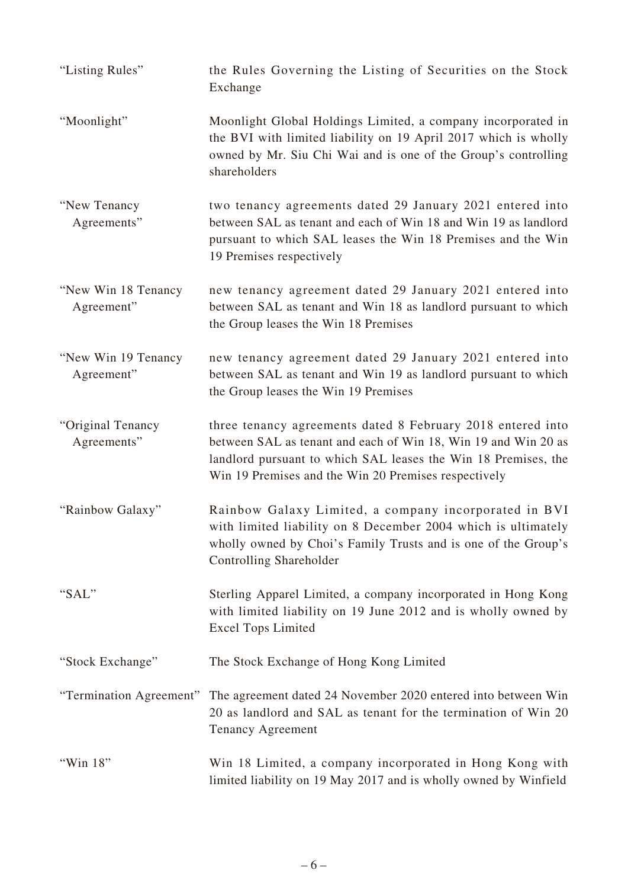| | |
|---|---|
| "Listing Rules" | the Rules Governing the Listing of Securities on the Stock Exchange |
| "Moonlight" | Moonlight Global Holdings Limited, a company incorporated in the BVI with limited liability on 19 April 2017 which is wholly owned by Mr. Siu Chi Wai and is one of the Group's controlling shareholders |
| "New Tenancy Agreements" | two tenancy agreements dated 29 January 2021 entered into between SAL as tenant and each of Win 18 and Win 19 as landlord pursuant to which SAL leases the Win 18 Premises and the Win 19 Premises respectively |
| "New Win 18 Tenancy Agreement" | new tenancy agreement dated 29 January 2021 entered into between SAL as tenant and Win 18 as landlord pursuant to which the Group leases the Win 18 Premises |
| "New Win 19 Tenancy Agreement" | new tenancy agreement dated 29 January 2021 entered into between SAL as tenant and Win 19 as landlord pursuant to which the Group leases the Win 19 Premises |
| "Original Tenancy Agreements" | three tenancy agreements dated 8 February 2018 entered into between SAL as tenant and each of Win 18, Win 19 and Win 20 as landlord pursuant to which SAL leases the Win 18 Premises, the Win 19 Premises and the Win 20 Premises respectively |
| "Rainbow Galaxy" | Rainbow Galaxy Limited, a company incorporated in BVI with limited liability on 8 December 2004 which is ultimately wholly owned by Choi's Family Trusts and is one of the Group's Controlling Shareholder |
| "SAL" | Sterling Apparel Limited, a company incorporated in Hong Kong with limited liability on 19 June 2012 and is wholly owned by Excel Tops Limited |
| "Stock Exchange" | The Stock Exchange of Hong Kong Limited |
| "Termination Agreement" | The agreement dated 24 November 2020 entered into between Win 20 as landlord and SAL as tenant for the termination of Win 20 Tenancy Agreement |
| "Win 18" | Win 18 Limited, a company incorporated in Hong Kong with limited liability on 19 May 2017 and is wholly owned by Winfield |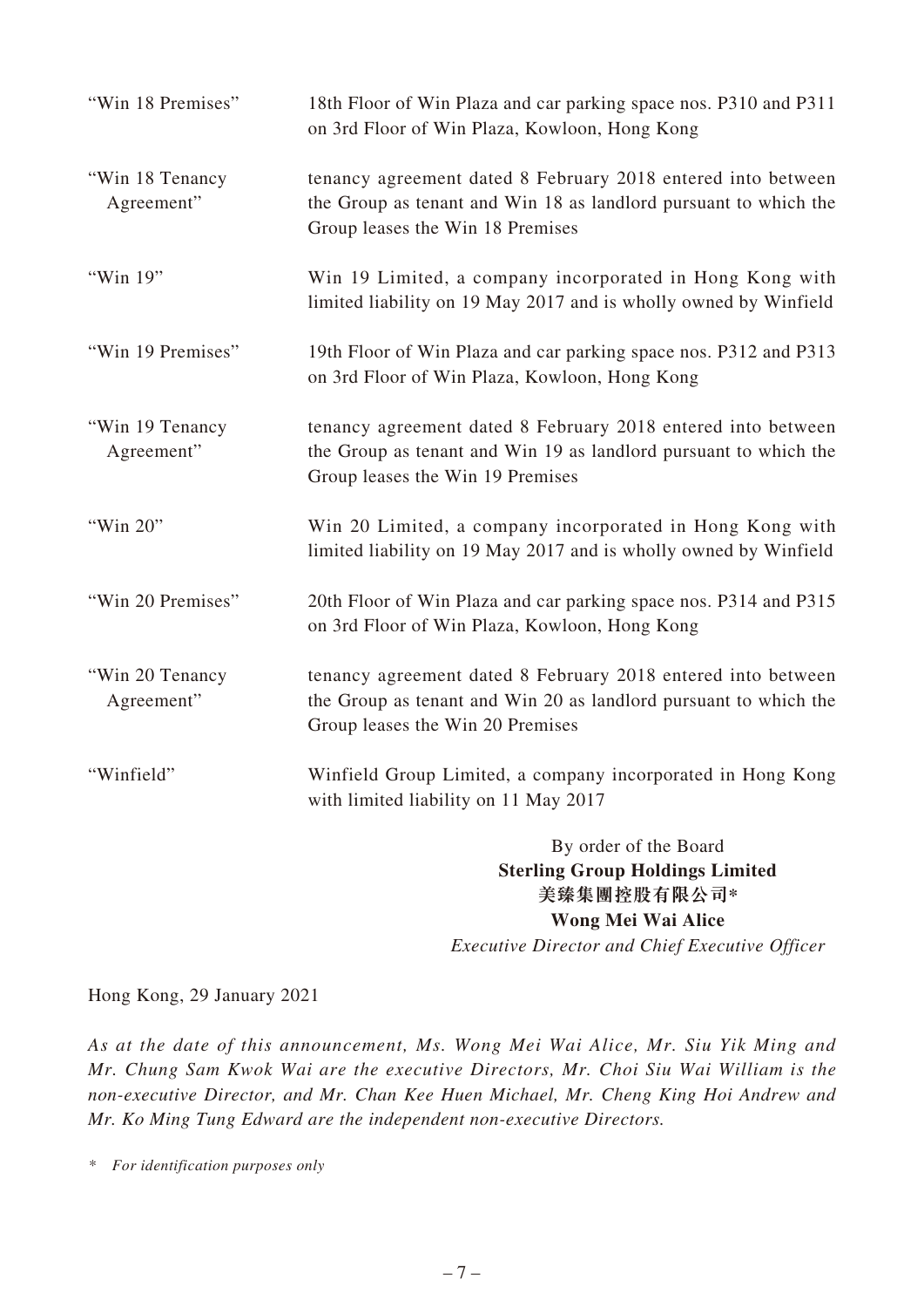| | |
|---|---|
| "Win 18 Premises" | 18th Floor of Win Plaza and car parking space nos. P310 and P311 on 3rd Floor of Win Plaza, Kowloon, Hong Kong |
| "Win 18 Tenancy Agreement" | tenancy agreement dated 8 February 2018 entered into between the Group as tenant and Win 18 as landlord pursuant to which the Group leases the Win 18 Premises |
| "Win 19" | Win 19 Limited, a company incorporated in Hong Kong with limited liability on 19 May 2017 and is wholly owned by Winfield |
| "Win 19 Premises" | 19th Floor of Win Plaza and car parking space nos. P312 and P313 on 3rd Floor of Win Plaza, Kowloon, Hong Kong |
| "Win 19 Tenancy Agreement" | tenancy agreement dated 8 February 2018 entered into between the Group as tenant and Win 19 as landlord pursuant to which the Group leases the Win 19 Premises |
| "Win 20" | Win 20 Limited, a company incorporated in Hong Kong with limited liability on 19 May 2017 and is wholly owned by Winfield |
| "Win 20 Premises" | 20th Floor of Win Plaza and car parking space nos. P314 and P315 on 3rd Floor of Win Plaza, Kowloon, Hong Kong |
| "Win 20 Tenancy Agreement" | tenancy agreement dated 8 February 2018 entered into between the Group as tenant and Win 20 as landlord pursuant to which the Group leases the Win 20 Premises |
| "Winfield" | Winfield Group Limited, a company incorporated in Hong Kong with limited liability on 11 May 2017 |

By order of the Board
**Sterling Group Holdings Limited**
**美臻集團控股有限公司***
**Wong Mei Wai Alice**
*Executive Director and Chief Executive Officer*

Hong Kong, 29 January 2021

*As at the date of this announcement, Ms. Wong Mei Wai Alice, Mr. Siu Yik Ming and Mr. Chung Sam Kwok Wai are the executive Directors, Mr. Choi Siu Wai William is the non-executive Director, and Mr. Chan Kee Huen Michael, Mr. Cheng King Hoi Andrew and Mr. Ko Ming Tung Edward are the independent non-executive Directors.*

\* *For identification purposes only*